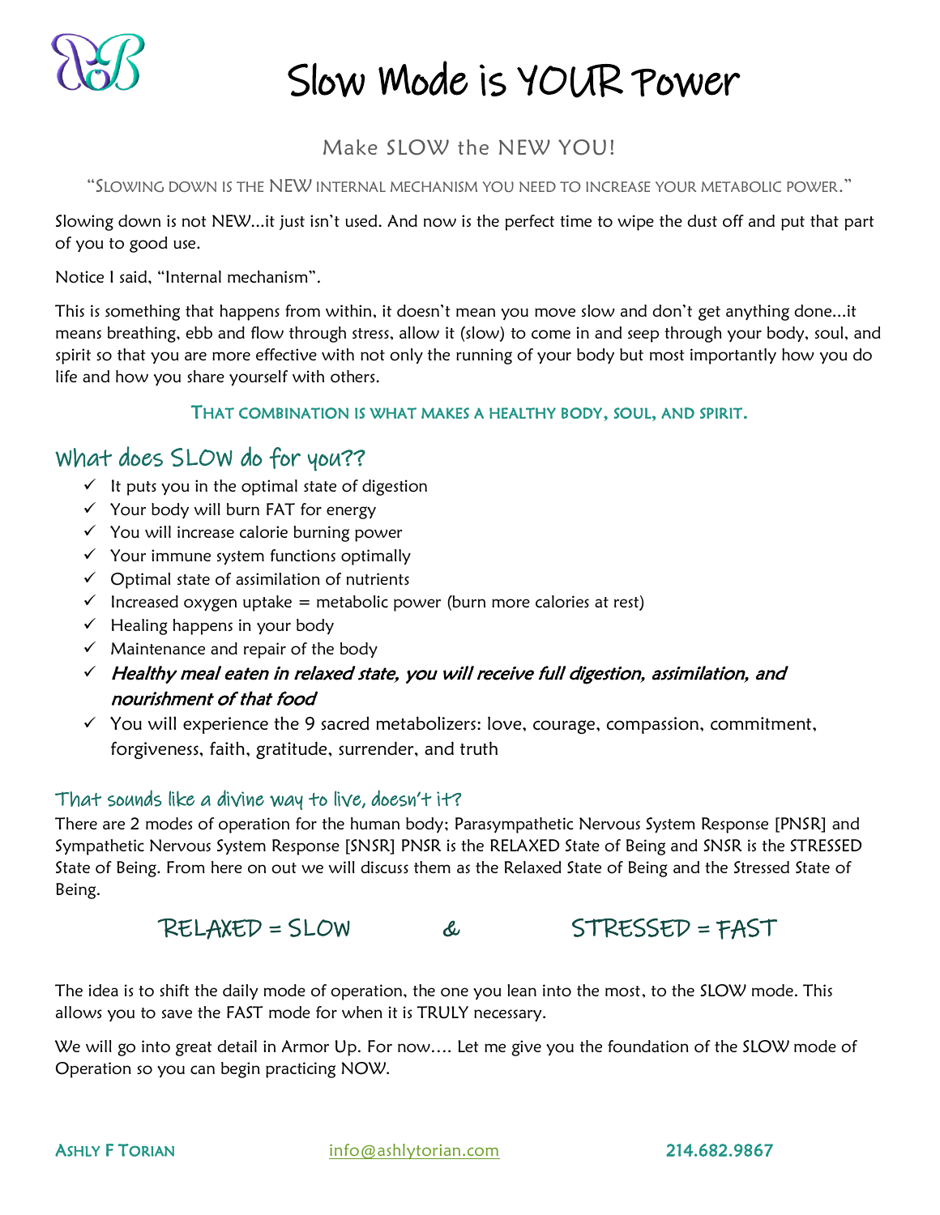# Slow Mode is YOUR Power

Make SLOW the NEW YOU!

"SLOWING DOWN IS THE NEW INTERNAL MECHANISM YOU NEED TO INCREASE YOUR METABOLIC POWER."

Slowing down is not NEW…it just isn't used. And now is the perfect time to wipe the dust off and put that part of you to good use.

Notice I said, "Internal mechanism".

This is something that happens from within, it doesn't mean you move slow and don't get anything done…it means breathing, ebb and flow through stress, allow it (slow) to come in and seep through your body, soul, and spirit so that you are more effective with not only the running of your body but most importantly how you do life and how you share yourself with others.

**THAT COMBINATION IS WHAT MAKES A HEALTHY BODY, SOUL, AND SPIRIT.**

## What does SLOW do for you??

- ✓ It puts you in the optimal state of digestion
- ✓ Your body will burn FAT for energy
- ✓ You will increase calorie burning power
- ✓ Your immune system functions optimally
- ✓ Optimal state of assimilation of nutrients
- ✓ Increased oxygen uptake = metabolic power (burn more calories at rest)
- ✓ Healing happens in your body
- ✓ Maintenance and repair of the body
- ✓ ***Healthy meal eaten in relaxed state, you will receive full digestion, assimilation, and nourishment of that food***
- ✓ You will experience the 9 sacred metabolizers: love, courage, compassion, commitment, forgiveness, faith, gratitude, surrender, and truth

### That sounds like a divine way to live, doesn't it?

There are 2 modes of operation for the human body; Parasympathetic Nervous System Response [PNSR] and Sympathetic Nervous System Response [SNSR] PNSR is the RELAXED State of Being and SNSR is the STRESSED State of Being. From here on out we will discuss them as the Relaxed State of Being and the Stressed State of Being.

RELAXED = SLOW & STRESSED = FAST

The idea is to shift the daily mode of operation, the one you lean into the most, to the SLOW mode. This allows you to save the FAST mode for when it is TRULY necessary.

We will go into great detail in Armor Up. For now…. Let me give you the foundation of the SLOW mode of Operation so you can begin practicing NOW.

ASHLY F TORIAN info@ashlytorian.com 214.682.9867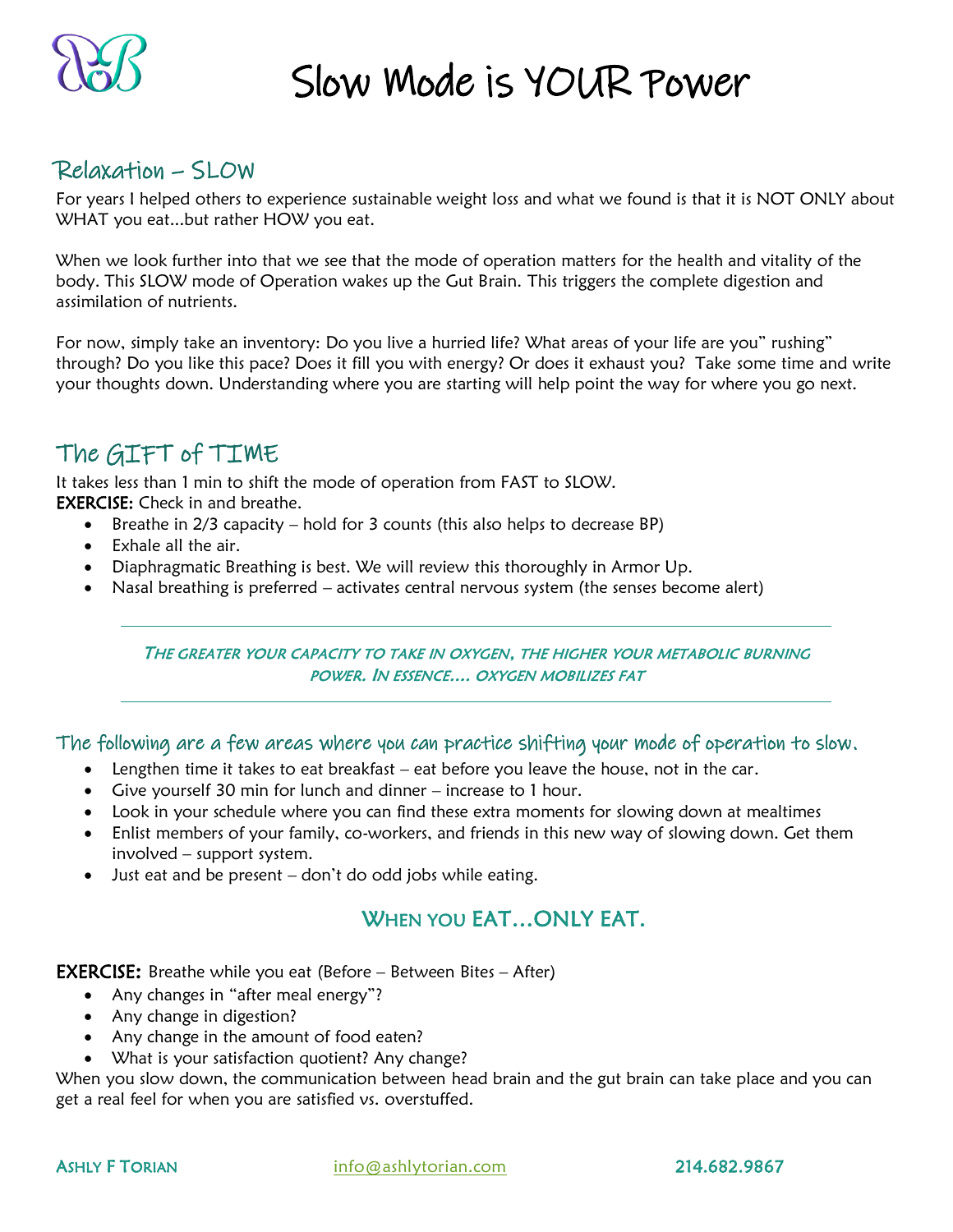# Slow Mode is YOUR Power

## Relaxation – SLOW

For years I helped others to experience sustainable weight loss and what we found is that it is NOT ONLY about WHAT you eat...but rather HOW you eat.

When we look further into that we see that the mode of operation matters for the health and vitality of the body. This SLOW mode of Operation wakes up the Gut Brain. This triggers the complete digestion and assimilation of nutrients.

For now, simply take an inventory: Do you live a hurried life? What areas of your life are you" rushing" through? Do you like this pace? Does it fill you with energy? Or does it exhaust you? Take some time and write your thoughts down. Understanding where you are starting will help point the way for where you go next.

## The GIFT of TIME

It takes less than 1 min to shift the mode of operation from FAST to SLOW.

**EXERCISE:** Check in and breathe.

- Breathe in 2/3 capacity – hold for 3 counts (this also helps to decrease BP)
- Exhale all the air.
- Diaphragmatic Breathing is best. We will review this thoroughly in Armor Up.
- Nasal breathing is preferred – activates central nervous system (the senses become alert)

---

***THE GREATER YOUR CAPACITY TO TAKE IN OXYGEN, THE HIGHER YOUR METABOLIC BURNING POWER. IN ESSENCE.... OXYGEN MOBILIZES FAT***

---

### The following are a few areas where you can practice shifting your mode of operation to slow.

- Lengthen time it takes to eat breakfast – eat before you leave the house, not in the car.
- Give yourself 30 min for lunch and dinner – increase to 1 hour.
- Look in your schedule where you can find these extra moments for slowing down at mealtimes
- Enlist members of your family, co-workers, and friends in this new way of slowing down. Get them involved – support system.
- Just eat and be present – don't do odd jobs while eating.

### WHEN YOU EAT...ONLY EAT.

**EXERCISE:** Breathe while you eat (Before – Between Bites – After)

- Any changes in "after meal energy"?
- Any change in digestion?
- Any change in the amount of food eaten?
- What is your satisfaction quotient? Any change?

When you slow down, the communication between head brain and the gut brain can take place and you can get a real feel for when you are satisfied vs. overstuffed.

ASHLY F TORIAN info@ashlytorian.com 214.682.9867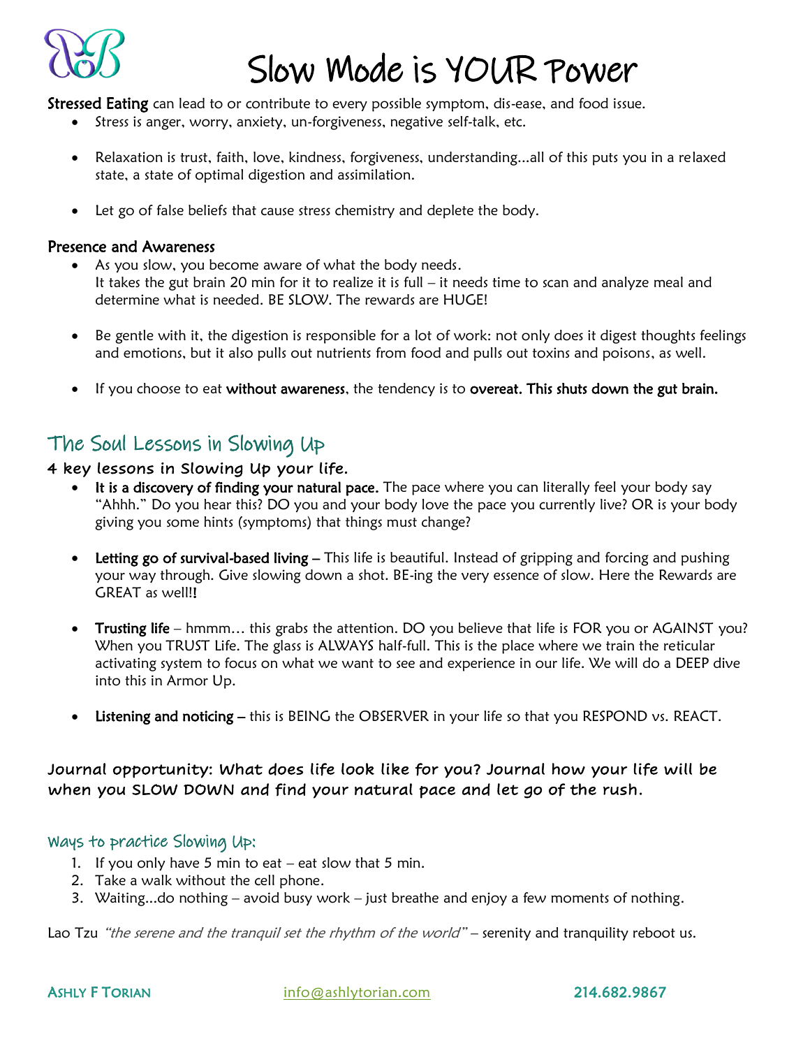# Slow Mode is YOUR Power

**Stressed Eating** can lead to or contribute to every possible symptom, dis-ease, and food issue.

- Stress is anger, worry, anxiety, un-forgiveness, negative self-talk, etc.
- Relaxation is trust, faith, love, kindness, forgiveness, understanding…all of this puts you in a relaxed state, a state of optimal digestion and assimilation.
- Let go of false beliefs that cause stress chemistry and deplete the body.

**Presence and Awareness**

- As you slow, you become aware of what the body needs.
  It takes the gut brain 20 min for it to realize it is full – it needs time to scan and analyze meal and determine what is needed. BE SLOW. The rewards are HUGE!
- Be gentle with it, the digestion is responsible for a lot of work: not only does it digest thoughts feelings and emotions, but it also pulls out nutrients from food and pulls out toxins and poisons, as well.
- If you choose to eat **without awareness**, the tendency is to **overeat. This shuts down the gut brain.**

## The Soul Lessons in Slowing Up

**4 key lessons in Slowing Up your life.**

- **It is a discovery of finding your natural pace.** The pace where you can literally feel your body say "Ahhh." Do you hear this? DO you and your body love the pace you currently live? OR is your body giving you some hints (symptoms) that things must change?
- **Letting go of survival-based living –** This life is beautiful. Instead of gripping and forcing and pushing your way through. Give slowing down a shot. BE-ing the very essence of slow. Here the Rewards are GREAT as well!**!**
- **Trusting life** – hmmm… this grabs the attention. DO you believe that life is FOR you or AGAINST you? When you TRUST Life. The glass is ALWAYS half-full. This is the place where we train the reticular activating system to focus on what we want to see and experience in our life. We will do a DEEP dive into this in Armor Up.
- **Listening and noticing –** this is BEING the OBSERVER in your life so that you RESPOND vs. REACT.

**Journal opportunity: What does life look like for you? Journal how your life will be when you SLOW DOWN and find your natural pace and let go of the rush.**

### Ways to practice Slowing Up:

1. If you only have 5 min to eat – eat slow that 5 min.
2. Take a walk without the cell phone.
3. Waiting…do nothing – avoid busy work – just breathe and enjoy a few moments of nothing.

Lao Tzu *"the serene and the tranquil set the rhythm of the world"* – serenity and tranquility reboot us.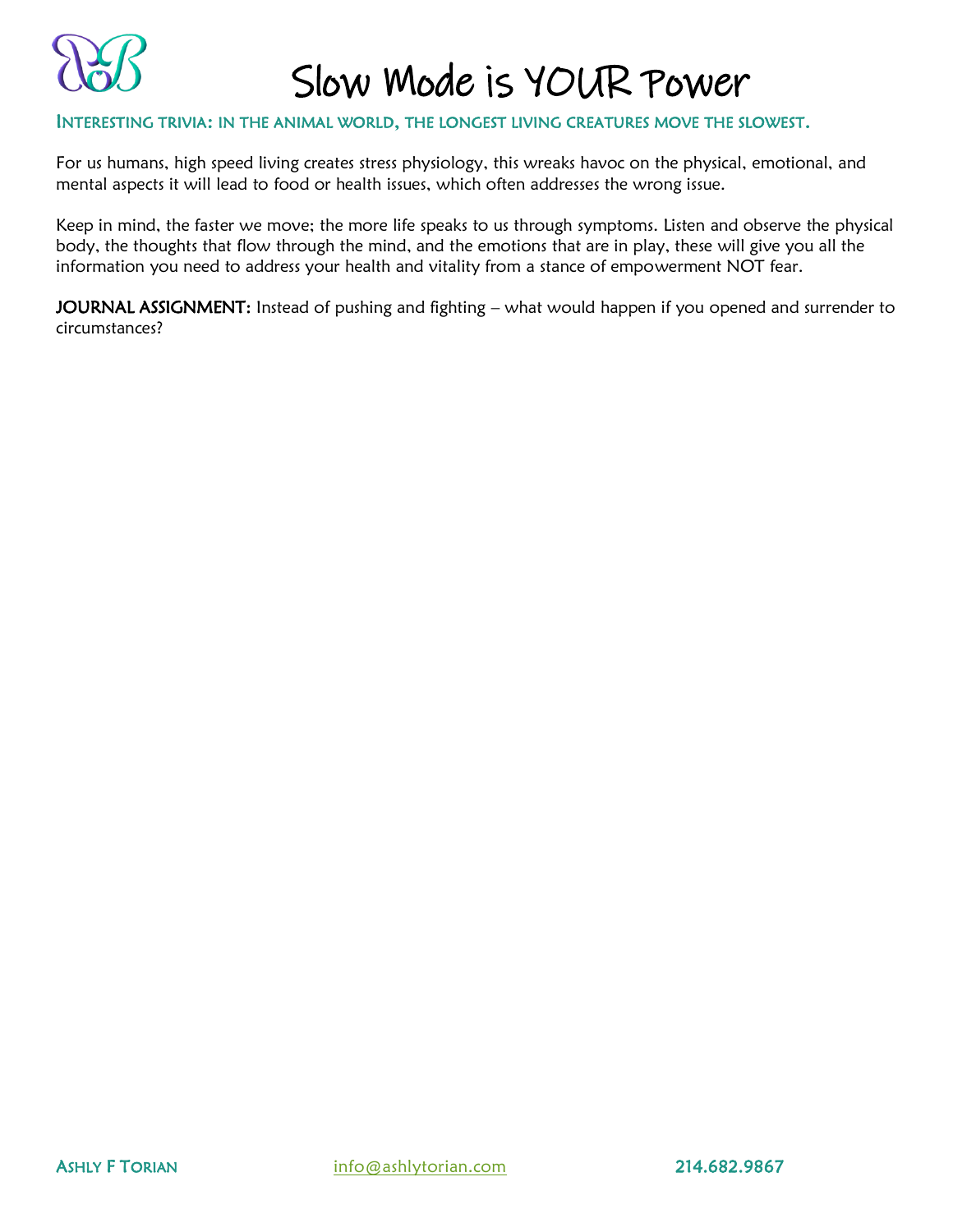# Slow Mode is YOUR Power

INTERESTING TRIVIA: IN THE ANIMAL WORLD, THE LONGEST LIVING CREATURES MOVE THE SLOWEST.

For us humans, high speed living creates stress physiology, this wreaks havoc on the physical, emotional, and mental aspects it will lead to food or health issues, which often addresses the wrong issue.

Keep in mind, the faster we move; the more life speaks to us through symptoms. Listen and observe the physical body, the thoughts that flow through the mind, and the emotions that are in play, these will give you all the information you need to address your health and vitality from a stance of empowerment NOT fear.

**JOURNAL ASSIGNMENT:** Instead of pushing and fighting – what would happen if you opened and surrender to circumstances?